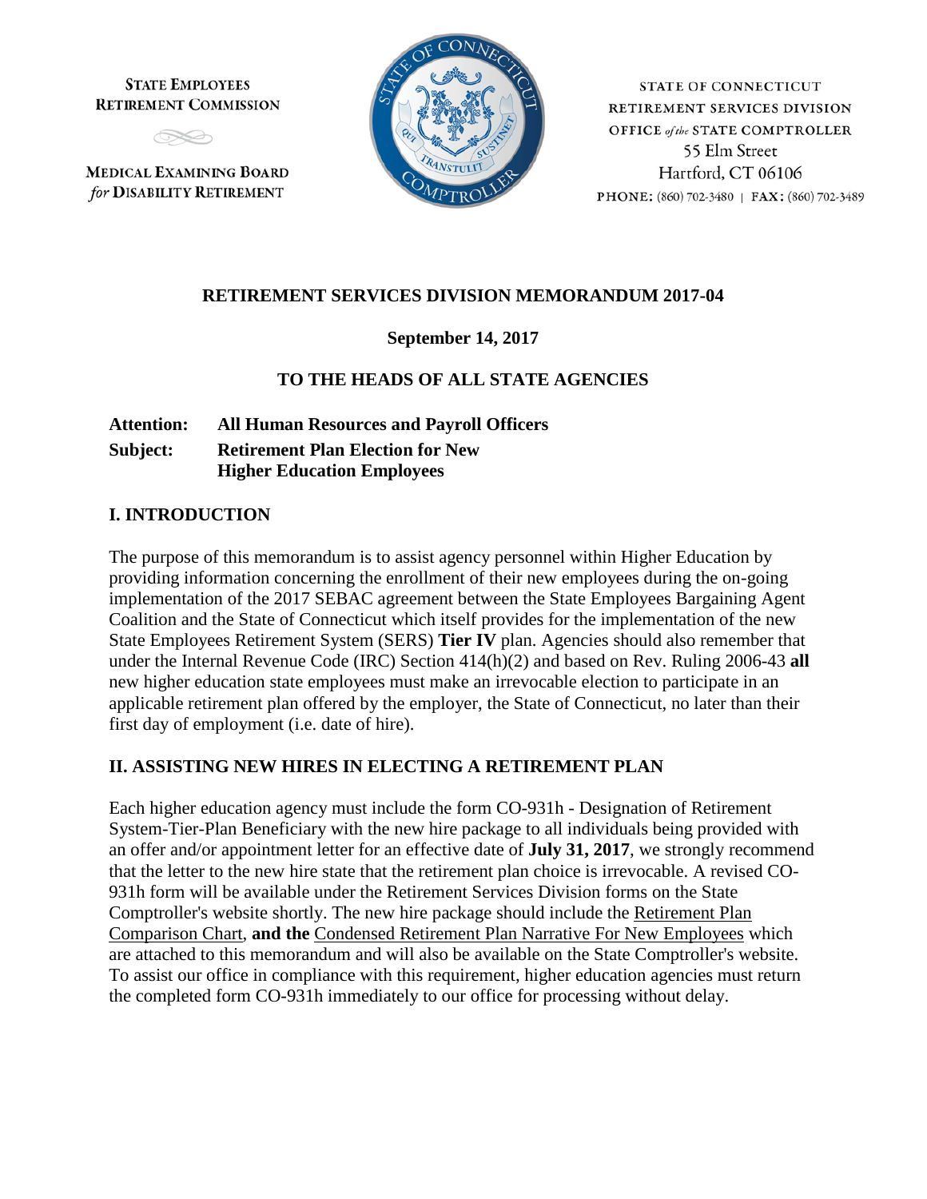**STATE EMPLOYEES RETIREMENT COMMISSION**

**MEDICAL EXAMINING BOARD *for* DISABILITY RETIREMENT**

STATE OF CONNECTICUT
RETIREMENT SERVICES DIVISION
OFFICE *of the* STATE COMPTROLLER
55 Elm Street
Hartford, CT 06106
PHONE: (860) 702-3480 | FAX: (860) 702-3489

**RETIREMENT SERVICES DIVISION MEMORANDUM 2017-04**

**September 14, 2017**

**TO THE HEADS OF ALL STATE AGENCIES**

**Attention:** **All Human Resources and Payroll Officers**
**Subject:** **Retirement Plan Election for New Higher Education Employees**

## I. INTRODUCTION

The purpose of this memorandum is to assist agency personnel within Higher Education by providing information concerning the enrollment of their new employees during the on-going implementation of the 2017 SEBAC agreement between the State Employees Bargaining Agent Coalition and the State of Connecticut which itself provides for the implementation of the new State Employees Retirement System (SERS) **Tier IV** plan. Agencies should also remember that under the Internal Revenue Code (IRC) Section 414(h)(2) and based on Rev. Ruling 2006-43 **all** new higher education state employees must make an irrevocable election to participate in an applicable retirement plan offered by the employer, the State of Connecticut, no later than their first day of employment (i.e. date of hire).

## II. ASSISTING NEW HIRES IN ELECTING A RETIREMENT PLAN

Each higher education agency must include the form CO-931h - Designation of Retirement System-Tier-Plan Beneficiary with the new hire package to all individuals being provided with an offer and/or appointment letter for an effective date of **July 31, 2017**, we strongly recommend that the letter to the new hire state that the retirement plan choice is irrevocable. A revised CO-931h form will be available under the Retirement Services Division forms on the State Comptroller's website shortly. The new hire package should include the Retirement Plan Comparison Chart, **and the** Condensed Retirement Plan Narrative For New Employees which are attached to this memorandum and will also be available on the State Comptroller's website. To assist our office in compliance with this requirement, higher education agencies must return the completed form CO-931h immediately to our office for processing without delay.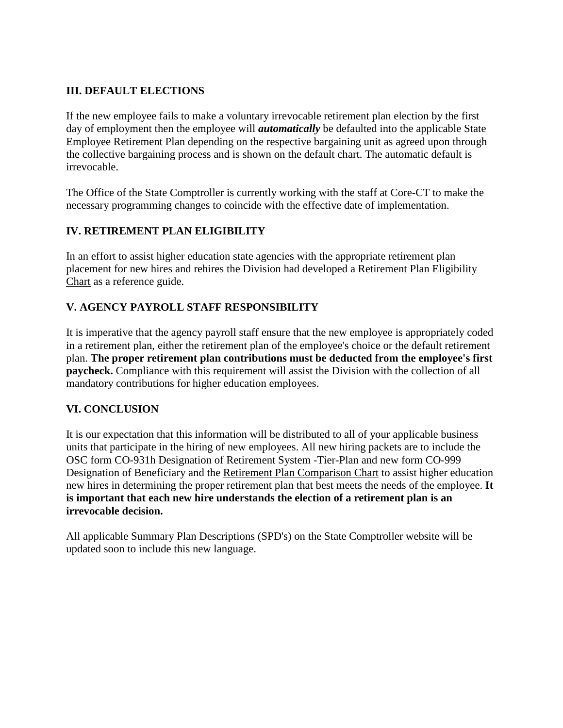## III. DEFAULT ELECTIONS

If the new employee fails to make a voluntary irrevocable retirement plan election by the first day of employment then the employee will ***automatically*** be defaulted into the applicable State Employee Retirement Plan depending on the respective bargaining unit as agreed upon through the collective bargaining process and is shown on the default chart. The automatic default is irrevocable.

The Office of the State Comptroller is currently working with the staff at Core-CT to make the necessary programming changes to coincide with the effective date of implementation.

## IV. RETIREMENT PLAN ELIGIBILITY

In an effort to assist higher education state agencies with the appropriate retirement plan placement for new hires and rehires the Division had developed a Retirement Plan Eligibility Chart as a reference guide.

## V. AGENCY PAYROLL STAFF RESPONSIBILITY

It is imperative that the agency payroll staff ensure that the new employee is appropriately coded in a retirement plan, either the retirement plan of the employee's choice or the default retirement plan. **The proper retirement plan contributions must be deducted from the employee's first paycheck.** Compliance with this requirement will assist the Division with the collection of all mandatory contributions for higher education employees.

## VI. CONCLUSION

It is our expectation that this information will be distributed to all of your applicable business units that participate in the hiring of new employees. All new hiring packets are to include the OSC form CO-931h Designation of Retirement System -Tier-Plan and new form CO-999 Designation of Beneficiary and the Retirement Plan Comparison Chart to assist higher education new hires in determining the proper retirement plan that best meets the needs of the employee. **It is important that each new hire understands the election of a retirement plan is an irrevocable decision.**

All applicable Summary Plan Descriptions (SPD's) on the State Comptroller website will be updated soon to include this new language.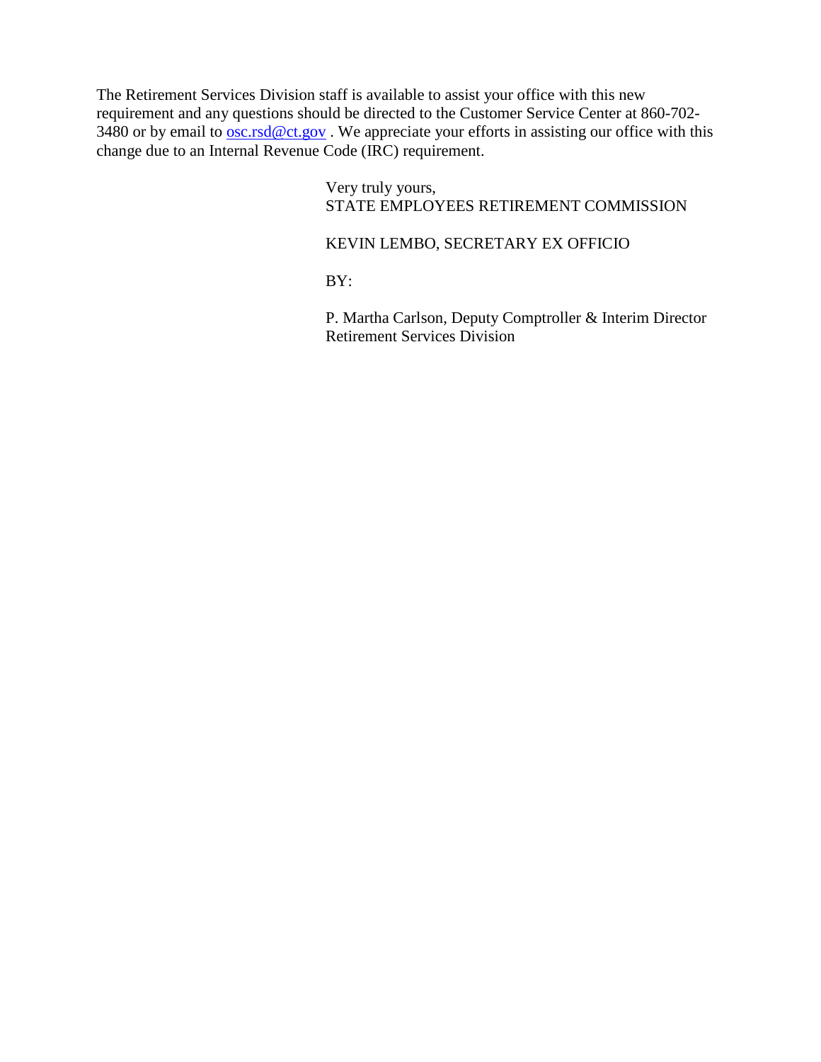The Retirement Services Division staff is available to assist your office with this new requirement and any questions should be directed to the Customer Service Center at 860-702-3480 or by email to osc.rsd@ct.gov . We appreciate your efforts in assisting our office with this change due to an Internal Revenue Code (IRC) requirement.

Very truly yours,
STATE EMPLOYEES RETIREMENT COMMISSION

KEVIN LEMBO, SECRETARY EX OFFICIO

BY:

P. Martha Carlson, Deputy Comptroller & Interim Director
Retirement Services Division